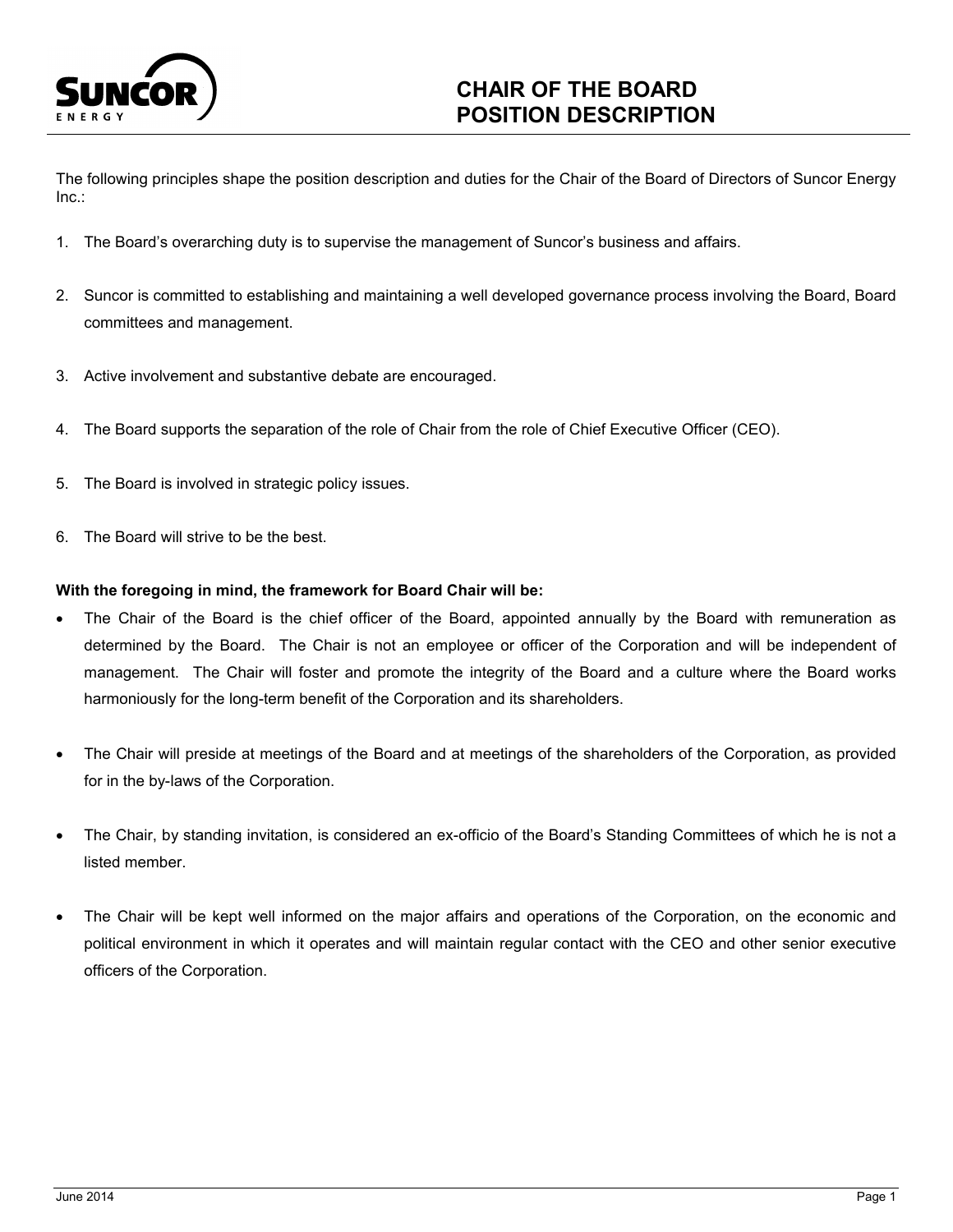# CHAIR OF THE BOARD POSITION DESCRIPTION

The following principles shape the position description and duties for the Chair of the Board of Directors of Suncor Energy Inc.:

1. The Board's overarching duty is to supervise the management of Suncor's business and affairs.
2. Suncor is committed to establishing and maintaining a well developed governance process involving the Board, Board committees and management.
3. Active involvement and substantive debate are encouraged.
4. The Board supports the separation of the role of Chair from the role of Chief Executive Officer (CEO).
5. The Board is involved in strategic policy issues.
6. The Board will strive to be the best.

**With the foregoing in mind, the framework for Board Chair will be:**

- The Chair of the Board is the chief officer of the Board, appointed annually by the Board with remuneration as determined by the Board. The Chair is not an employee or officer of the Corporation and will be independent of management. The Chair will foster and promote the integrity of the Board and a culture where the Board works harmoniously for the long-term benefit of the Corporation and its shareholders.

- The Chair will preside at meetings of the Board and at meetings of the shareholders of the Corporation, as provided for in the by-laws of the Corporation.

- The Chair, by standing invitation, is considered an ex-officio of the Board's Standing Committees of which he is not a listed member.

- The Chair will be kept well informed on the major affairs and operations of the Corporation, on the economic and political environment in which it operates and will maintain regular contact with the CEO and other senior executive officers of the Corporation.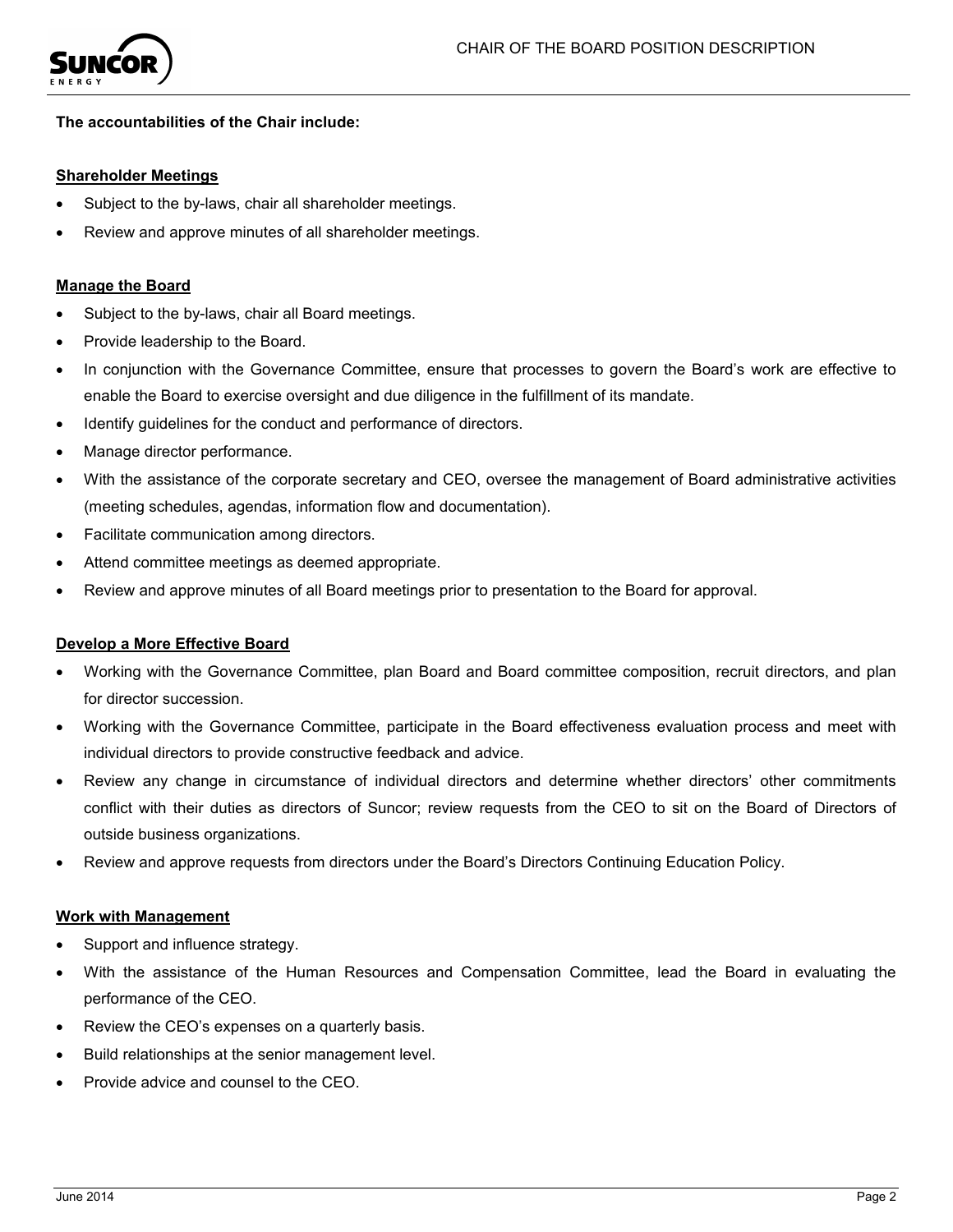**The accountabilities of the Chair include:**

**Shareholder Meetings**

- Subject to the by-laws, chair all shareholder meetings.
- Review and approve minutes of all shareholder meetings.

**Manage the Board**

- Subject to the by-laws, chair all Board meetings.
- Provide leadership to the Board.
- In conjunction with the Governance Committee, ensure that processes to govern the Board's work are effective to enable the Board to exercise oversight and due diligence in the fulfillment of its mandate.
- Identify guidelines for the conduct and performance of directors.
- Manage director performance.
- With the assistance of the corporate secretary and CEO, oversee the management of Board administrative activities (meeting schedules, agendas, information flow and documentation).
- Facilitate communication among directors.
- Attend committee meetings as deemed appropriate.
- Review and approve minutes of all Board meetings prior to presentation to the Board for approval.

**Develop a More Effective Board**

- Working with the Governance Committee, plan Board and Board committee composition, recruit directors, and plan for director succession.
- Working with the Governance Committee, participate in the Board effectiveness evaluation process and meet with individual directors to provide constructive feedback and advice.
- Review any change in circumstance of individual directors and determine whether directors' other commitments conflict with their duties as directors of Suncor; review requests from the CEO to sit on the Board of Directors of outside business organizations.
- Review and approve requests from directors under the Board's Directors Continuing Education Policy.

**Work with Management**

- Support and influence strategy.
- With the assistance of the Human Resources and Compensation Committee, lead the Board in evaluating the performance of the CEO.
- Review the CEO's expenses on a quarterly basis.
- Build relationships at the senior management level.
- Provide advice and counsel to the CEO.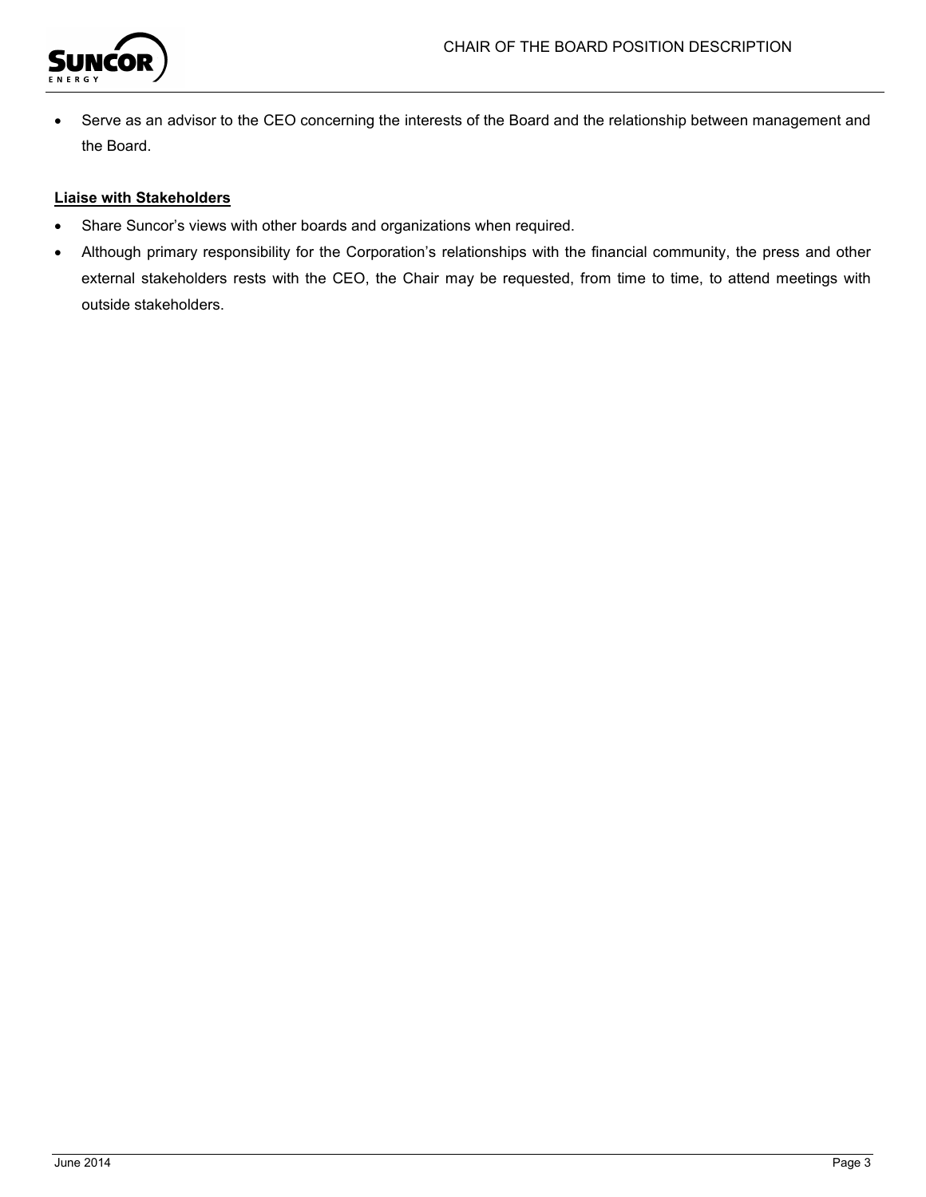- Serve as an advisor to the CEO concerning the interests of the Board and the relationship between management and the Board.

**Liaise with Stakeholders**

- Share Suncor's views with other boards and organizations when required.
- Although primary responsibility for the Corporation's relationships with the financial community, the press and other external stakeholders rests with the CEO, the Chair may be requested, from time to time, to attend meetings with outside stakeholders.